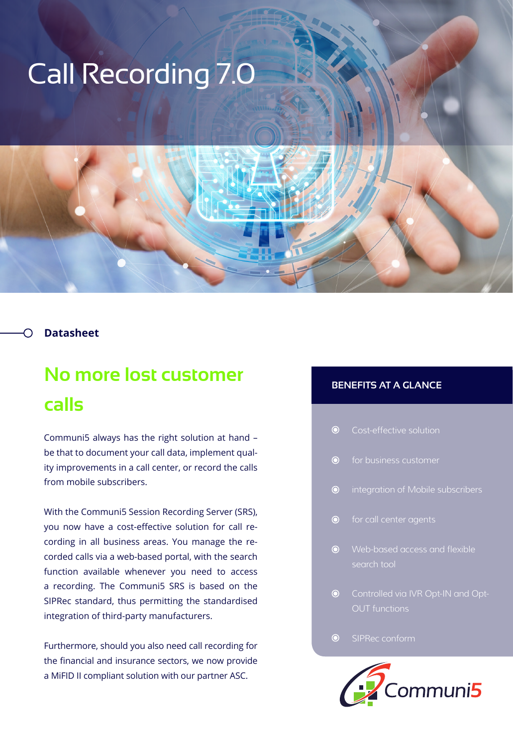# Call Recording 7.0

**Datasheet**

## No more lost customer calls

Communi5 always has the right solution at hand – be that to document your call data, implement quality improvements in a call center, or record the calls from mobile subscribers.

With the Communi5 Session Recording Server (SRS), you now have a cost-effective solution for call recording in all business areas. You manage the recorded calls via a web-based portal, with the search function available whenever you need to access a recording. The Communi5 SRS is based on the SIPRec standard, thus permitting the standardised integration of third-party manufacturers.

Furthermore, should you also need call recording for the financial and insurance sectors, we now provide a MiFID II compliant solution with our partner ASC.

### BENEFITS AT A GLANCE

- Cost-effective solution
- for business customer
- integration of Mobile subscribers
- for call center agents
- Web-based access and flexible search tool
- Controlled via IVR Opt-IN and Opt-OUT functions
- SIPRec conform

Communi5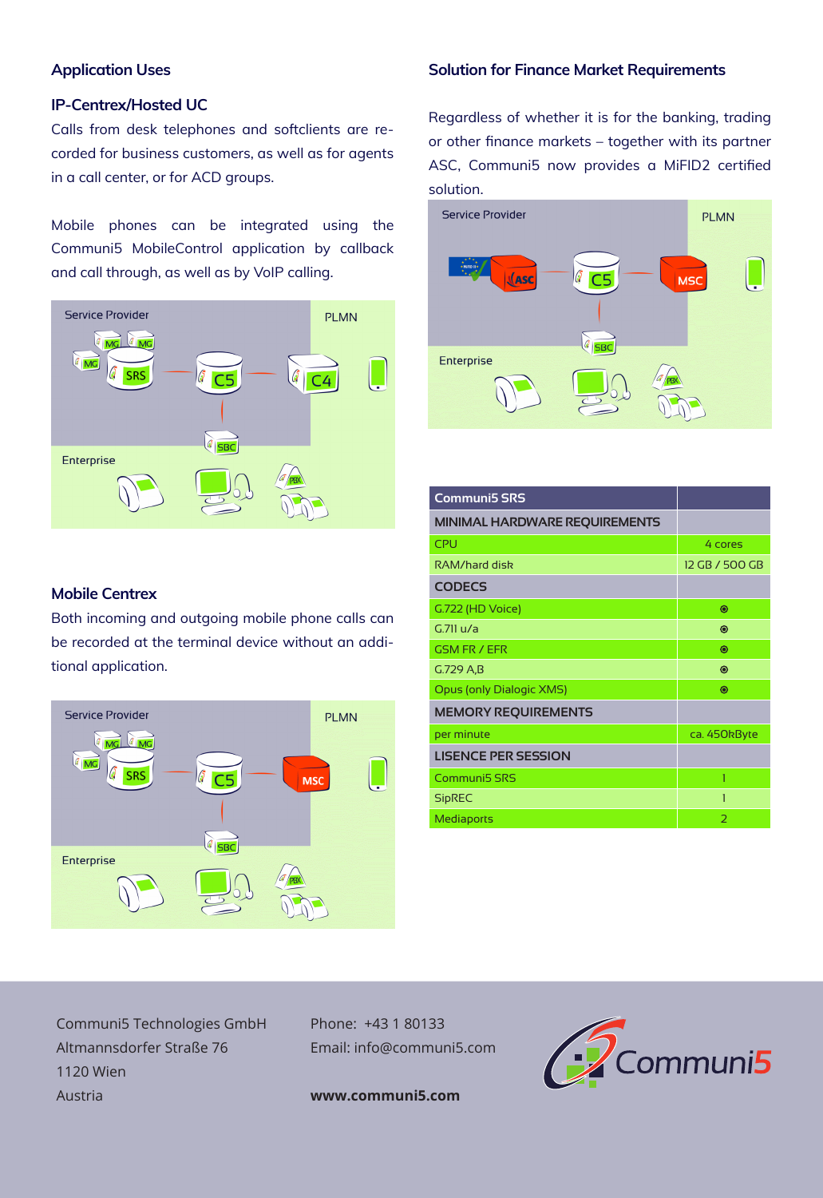## Application Uses

### IP-Centrex/Hosted UC

Calls from desk telephones and softclients are recorded for business customers, as well as for agents in a call center, or for ACD groups.

Mobile phones can be integrated using the Communi5 MobileControl application by callback and call through, as well as by VoIP calling.

Service Provider
PLMN
MG
MG
MG
SRS
C5
C4
SBC
Enterprise
PBX

### Mobile Centrex

Both incoming and outgoing mobile phone calls can be recorded at the terminal device without an additional application.

Service Provider
PLMN
MG
MG
MG
SRS
C5
MSC
SBC
Enterprise
PBX

## Solution for Finance Market Requirements

Regardless of whether it is for the banking, trading or other finance markets – together with its partner ASC, Communi5 now provides a MiFID2 certified solution.

Service Provider
PLMN
ASC
C5
MSC
SBC
Enterprise
PBX

| Communi5 SRS | |
|---|---|
| **MINIMAL HARDWARE REQUIREMENTS** | |
| CPU | 4 cores |
| RAM/hard disk | 12 GB / 500 GB |
| **CODECS** | |
| G.722 (HD Voice) | ◉ |
| G.711 u/a | ◉ |
| GSM FR / EFR | ◉ |
| G.729 A,B | ◉ |
| Opus (only Dialogic XMS) | ◉ |
| **MEMORY REQUIREMENTS** | |
| per minute | ca. 450kByte |
| **LISENCE PER SESSION** | |
| Communi5 SRS | 1 |
| SipREC | 1 |
| Mediaports | 2 |

Communi5 Technologies GmbH
Altmannsdorfer Straße 76
1120 Wien
Austria

Phone: +43 1 80133
Email: info@communi5.com

**www.communi5.com**

Communi5